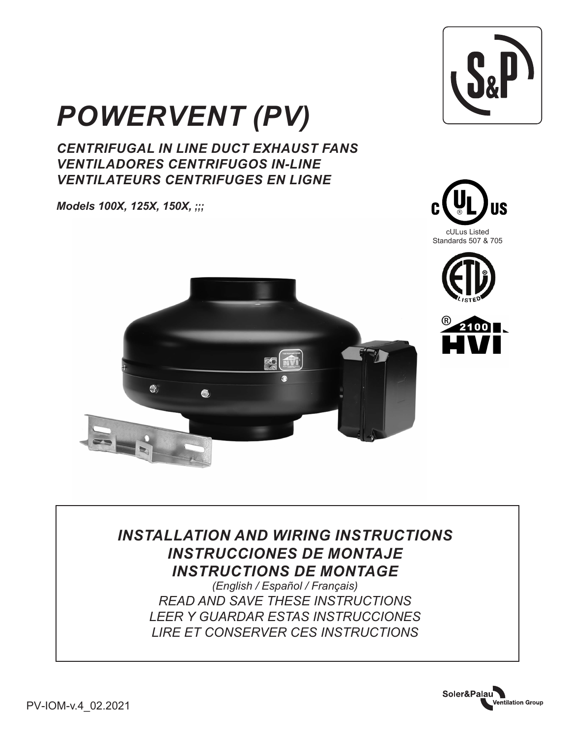# POWERVENT (PV)

***CENTRIFUGAL IN LINE DUCT EXHAUST FANS***
***VENTILADORES CENTRIFUGOS IN-LINE***
***VENTILATEURS CENTRIFUGES EN LIGNE***

***Models 100X, 125X, 150X, ;;;***

cULus Listed
Standards 507 & 705

## *INSTALLATION AND WIRING INSTRUCTIONS*
## *INSTRUCCIONES DE MONTAJE*
## *INSTRUCTIONS DE MONTAGE*

*(English / Español / Français)*

*READ AND SAVE THESE INSTRUCTIONS*
*LEER Y GUARDAR ESTAS INSTRUCCIONES*
*LIRE ET CONSERVER CES INSTRUCTIONS*

PV-IOM-v.4_02.2021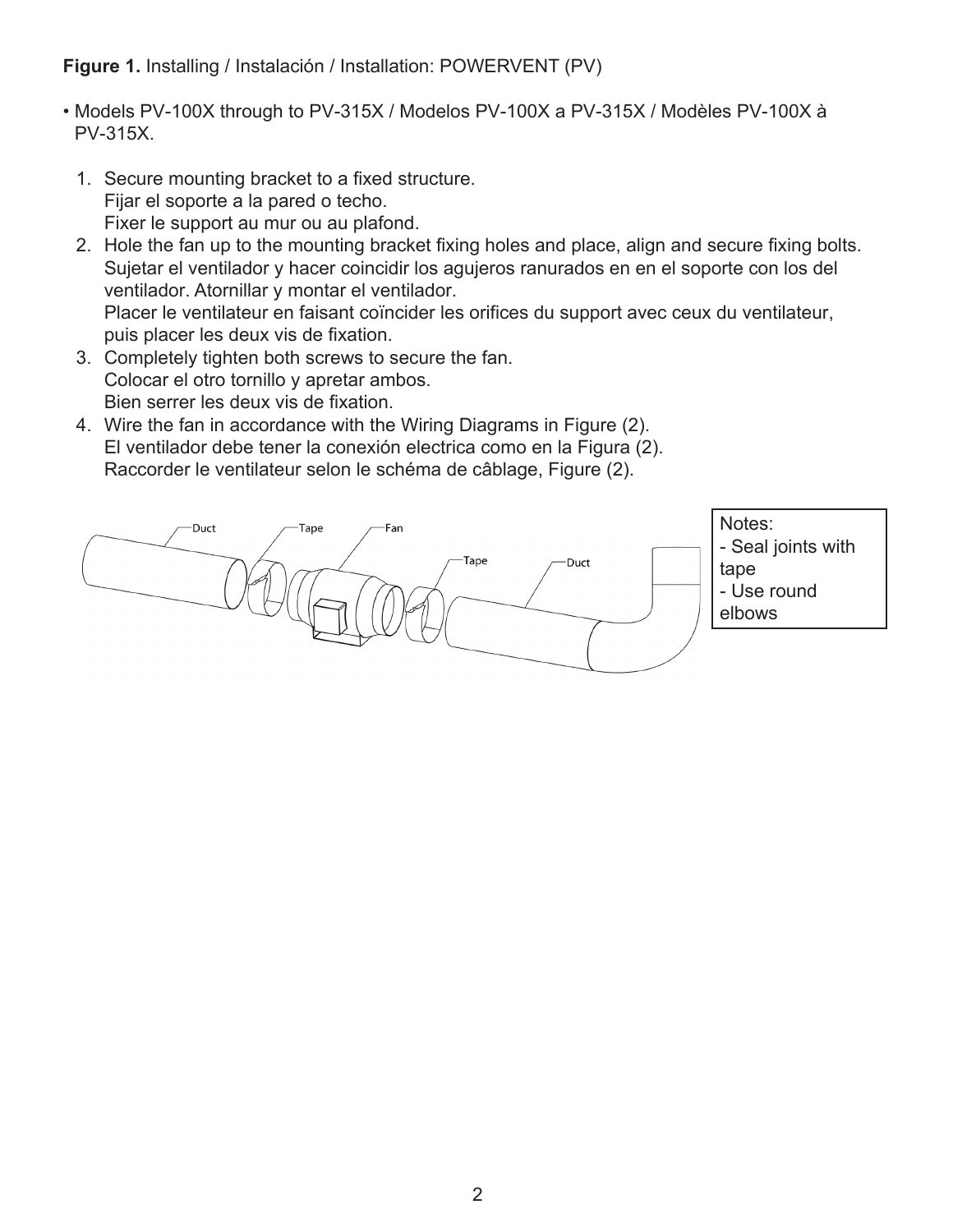**Figure 1.** Installing / Instalación / Installation: POWERVENT (PV)

- Models PV-100X through to PV-315X / Modelos PV-100X a PV-315X / Modèles PV-100X à PV-315X.

1. Secure mounting bracket to a fixed structure.
   Fijar el soporte a la pared o techo.
   Fixer le support au mur ou au plafond.
2. Hole the fan up to the mounting bracket fixing holes and place, align and secure fixing bolts.
   Sujetar el ventilador y hacer coincidir los agujeros ranurados en en el soporte con los del ventilador. Atornillar y montar el ventilador.
   Placer le ventilateur en faisant coïncider les orifices du support avec ceux du ventilateur, puis placer les deux vis de fixation.
3. Completely tighten both screws to secure the fan.
   Colocar el otro tornillo y apretar ambos.
   Bien serrer les deux vis de fixation.
4. Wire the fan in accordance with the Wiring Diagrams in Figure (2).
   El ventilador debe tener la conexión electrica como en la Figura (2).
   Raccorder le ventilateur selon le schéma de câblage, Figure (2).

Duct
Tape
Fan
Tape
Duct

Notes:
- Seal joints with tape
- Use round elbows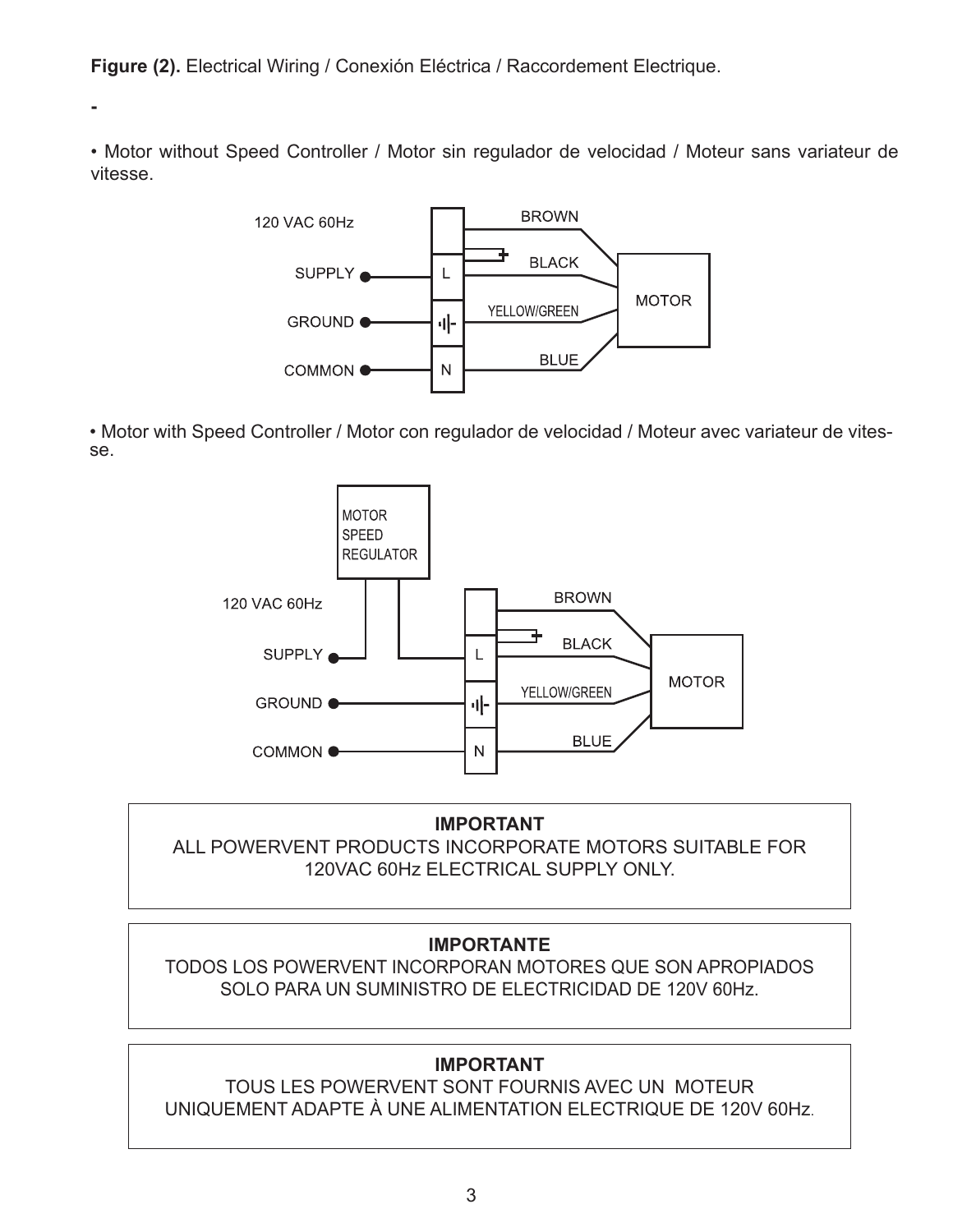**Figure (2).** Electrical Wiring / Conexión Eléctrica / Raccordement Electrique.

-

• Motor without Speed Controller / Motor sin regulador de velocidad / Moteur sans variateur de vitesse.

120 VAC 60Hz

SUPPLY

GROUND

COMMON

L

N

BROWN

BLACK

YELLOW/GREEN

BLUE

MOTOR

• Motor with Speed Controller / Motor con regulador de velocidad / Moteur avec variateur de vitesse.

MOTOR SPEED REGULATOR

120 VAC 60Hz

SUPPLY

GROUND

COMMON

L

N

BROWN

BLACK

YELLOW/GREEN

BLUE

MOTOR

**IMPORTANT**

ALL POWERVENT PRODUCTS INCORPORATE MOTORS SUITABLE FOR 120VAC 60Hz ELECTRICAL SUPPLY ONLY.

**IMPORTANTE**

TODOS LOS POWERVENT INCORPORAN MOTORES QUE SON APROPIADOS SOLO PARA UN SUMINISTRO DE ELECTRICIDAD DE 120V 60Hz.

**IMPORTANT**

TOUS LES POWERVENT SONT FOURNIS AVEC UN MOTEUR UNIQUEMENT ADAPTE À UNE ALIMENTATION ELECTRIQUE DE 120V 60Hz.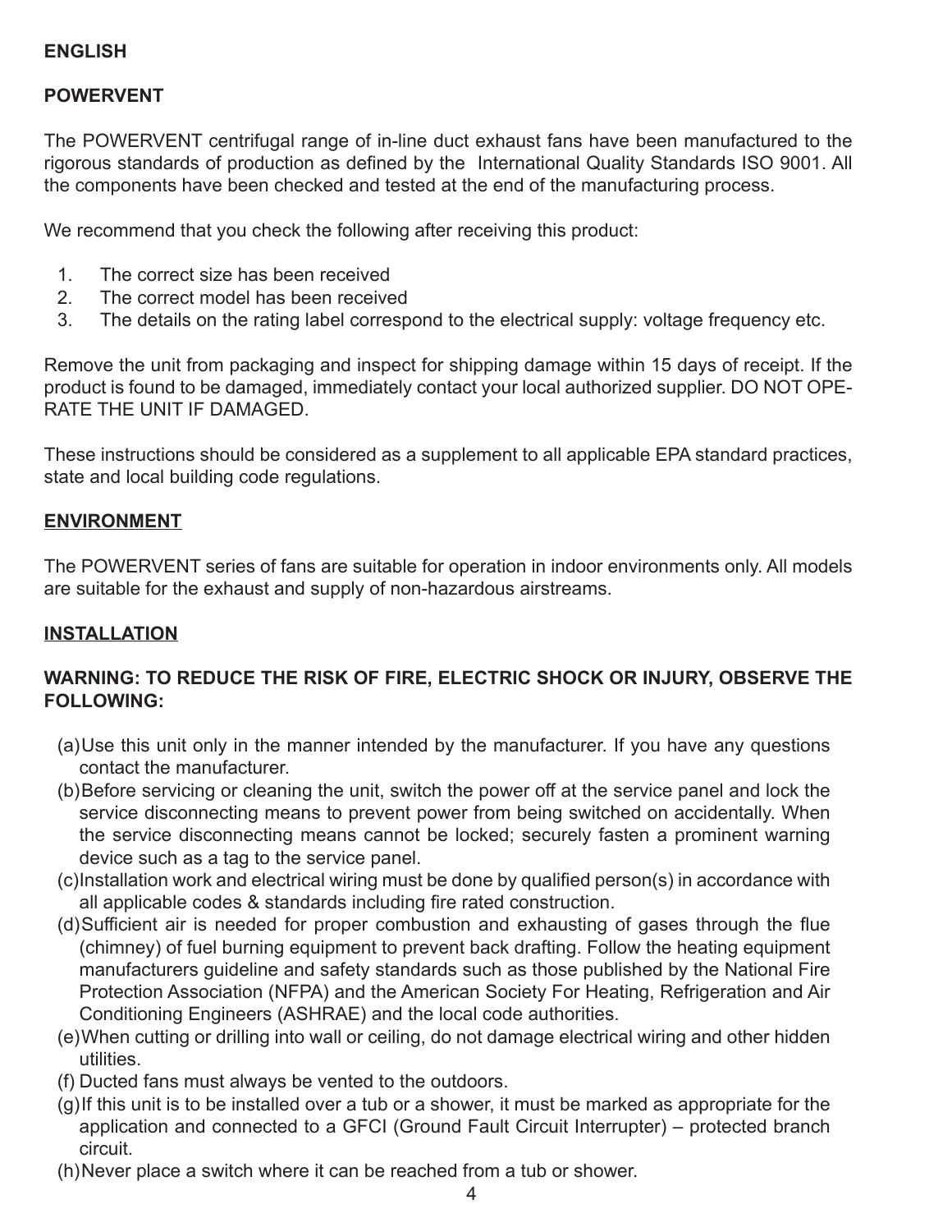**ENGLISH**

## POWERVENT

The POWERVENT centrifugal range of in-line duct exhaust fans have been manufactured to the rigorous standards of production as defined by the International Quality Standards ISO 9001. All the components have been checked and tested at the end of the manufacturing process.

We recommend that you check the following after receiving this product:

1. The correct size has been received
2. The correct model has been received
3. The details on the rating label correspond to the electrical supply: voltage frequency etc.

Remove the unit from packaging and inspect for shipping damage within 15 days of receipt. If the product is found to be damaged, immediately contact your local authorized supplier. DO NOT OPERATE THE UNIT IF DAMAGED.

These instructions should be considered as a supplement to all applicable EPA standard practices, state and local building code regulations.

### ENVIRONMENT

The POWERVENT series of fans are suitable for operation in indoor environments only. All models are suitable for the exhaust and supply of non-hazardous airstreams.

### INSTALLATION

**WARNING: TO REDUCE THE RISK OF FIRE, ELECTRIC SHOCK OR INJURY, OBSERVE THE FOLLOWING:**

(a) Use this unit only in the manner intended by the manufacturer. If you have any questions contact the manufacturer.

(b) Before servicing or cleaning the unit, switch the power off at the service panel and lock the service disconnecting means to prevent power from being switched on accidentally. When the service disconnecting means cannot be locked; securely fasten a prominent warning device such as a tag to the service panel.

(c) Installation work and electrical wiring must be done by qualified person(s) in accordance with all applicable codes & standards including fire rated construction.

(d) Sufficient air is needed for proper combustion and exhausting of gases through the flue (chimney) of fuel burning equipment to prevent back drafting. Follow the heating equipment manufacturers guideline and safety standards such as those published by the National Fire Protection Association (NFPA) and the American Society For Heating, Refrigeration and Air Conditioning Engineers (ASHRAE) and the local code authorities.

(e) When cutting or drilling into wall or ceiling, do not damage electrical wiring and other hidden utilities.

(f) Ducted fans must always be vented to the outdoors.

(g) If this unit is to be installed over a tub or a shower, it must be marked as appropriate for the application and connected to a GFCI (Ground Fault Circuit Interrupter) – protected branch circuit.

(h) Never place a switch where it can be reached from a tub or shower.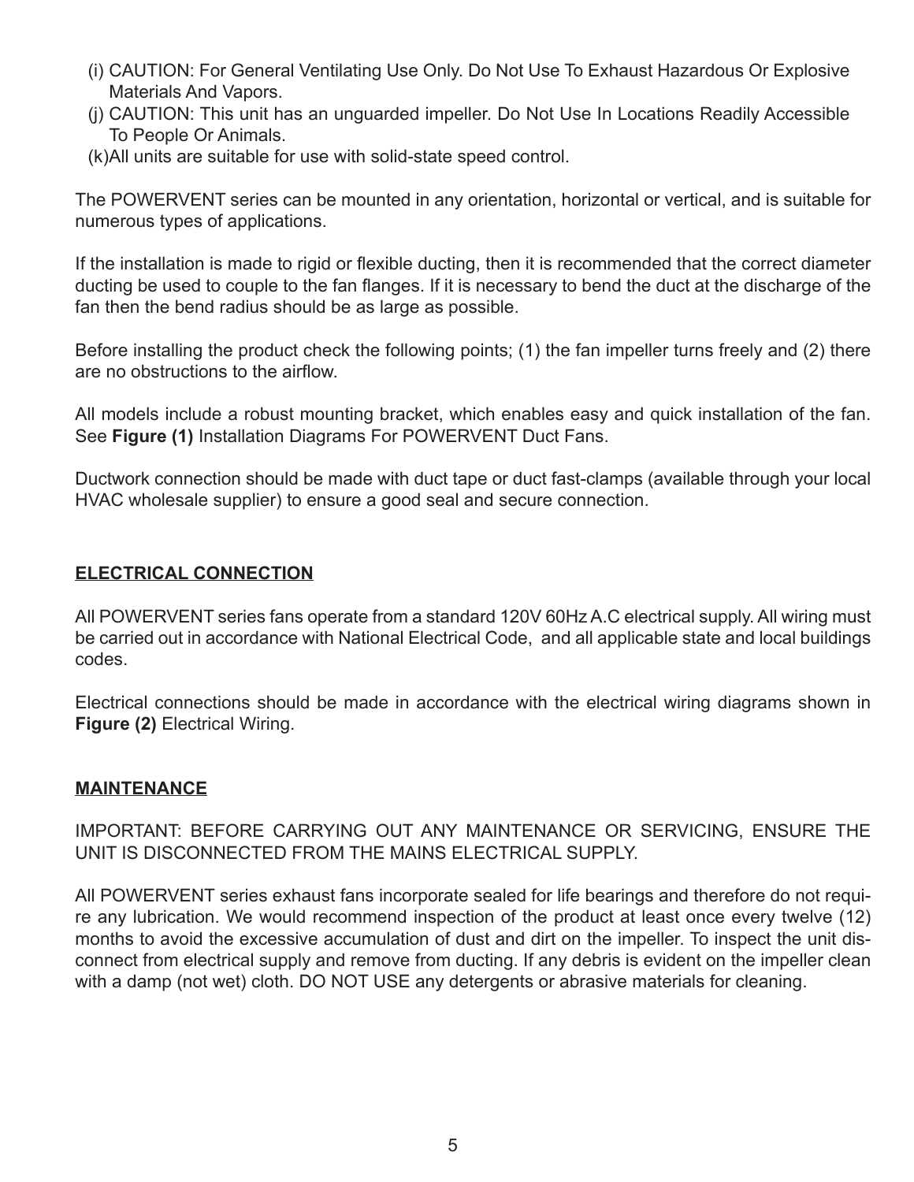(i) CAUTION: For General Ventilating Use Only. Do Not Use To Exhaust Hazardous Or Explosive Materials And Vapors.
(j) CAUTION: This unit has an unguarded impeller. Do Not Use In Locations Readily Accessible To People Or Animals.
(k)All units are suitable for use with solid-state speed control.

The POWERVENT series can be mounted in any orientation, horizontal or vertical, and is suitable for numerous types of applications.

If the installation is made to rigid or flexible ducting, then it is recommended that the correct diameter ducting be used to couple to the fan flanges. If it is necessary to bend the duct at the discharge of the fan then the bend radius should be as large as possible.

Before installing the product check the following points; (1) the fan impeller turns freely and (2) there are no obstructions to the airflow.

All models include a robust mounting bracket, which enables easy and quick installation of the fan. See **Figure (1)** Installation Diagrams For POWERVENT Duct Fans.

Ductwork connection should be made with duct tape or duct fast-clamps (available through your local HVAC wholesale supplier) to ensure a good seal and secure connection.

## ELECTRICAL CONNECTION

All POWERVENT series fans operate from a standard 120V 60Hz A.C electrical supply. All wiring must be carried out in accordance with National Electrical Code, and all applicable state and local buildings codes.

Electrical connections should be made in accordance with the electrical wiring diagrams shown in **Figure (2)** Electrical Wiring.

## MAINTENANCE

IMPORTANT: BEFORE CARRYING OUT ANY MAINTENANCE OR SERVICING, ENSURE THE UNIT IS DISCONNECTED FROM THE MAINS ELECTRICAL SUPPLY.

All POWERVENT series exhaust fans incorporate sealed for life bearings and therefore do not require any lubrication. We would recommend inspection of the product at least once every twelve (12) months to avoid the excessive accumulation of dust and dirt on the impeller. To inspect the unit disconnect from electrical supply and remove from ducting. If any debris is evident on the impeller clean with a damp (not wet) cloth. DO NOT USE any detergents or abrasive materials for cleaning.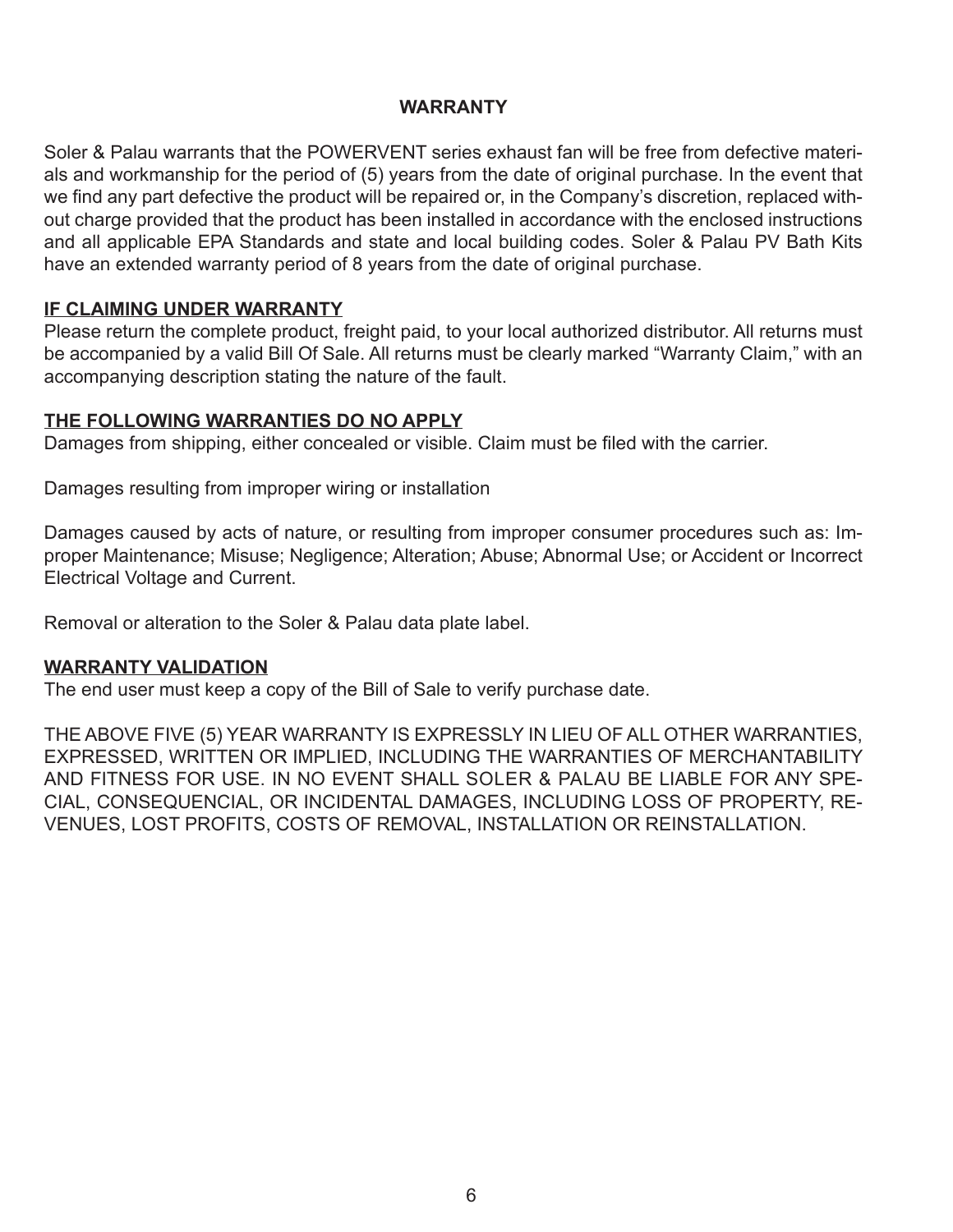## WARRANTY

Soler & Palau warrants that the POWERVENT series exhaust fan will be free from defective materials and workmanship for the period of (5) years from the date of original purchase. In the event that we find any part defective the product will be repaired or, in the Company's discretion, replaced without charge provided that the product has been installed in accordance with the enclosed instructions and all applicable EPA Standards and state and local building codes. Soler & Palau PV Bath Kits have an extended warranty period of 8 years from the date of original purchase.

### IF CLAIMING UNDER WARRANTY

Please return the complete product, freight paid, to your local authorized distributor. All returns must be accompanied by a valid Bill Of Sale. All returns must be clearly marked "Warranty Claim," with an accompanying description stating the nature of the fault.

### THE FOLLOWING WARRANTIES DO NO APPLY

Damages from shipping, either concealed or visible. Claim must be filed with the carrier.

Damages resulting from improper wiring or installation

Damages caused by acts of nature, or resulting from improper consumer procedures such as: Improper Maintenance; Misuse; Negligence; Alteration; Abuse; Abnormal Use; or Accident or Incorrect Electrical Voltage and Current.

Removal or alteration to the Soler & Palau data plate label.

### WARRANTY VALIDATION

The end user must keep a copy of the Bill of Sale to verify purchase date.

THE ABOVE FIVE (5) YEAR WARRANTY IS EXPRESSLY IN LIEU OF ALL OTHER WARRANTIES, EXPRESSED, WRITTEN OR IMPLIED, INCLUDING THE WARRANTIES OF MERCHANTABILITY AND FITNESS FOR USE. IN NO EVENT SHALL SOLER & PALAU BE LIABLE FOR ANY SPECIAL, CONSEQUENCIAL, OR INCIDENTAL DAMAGES, INCLUDING LOSS OF PROPERTY, REVENUES, LOST PROFITS, COSTS OF REMOVAL, INSTALLATION OR REINSTALLATION.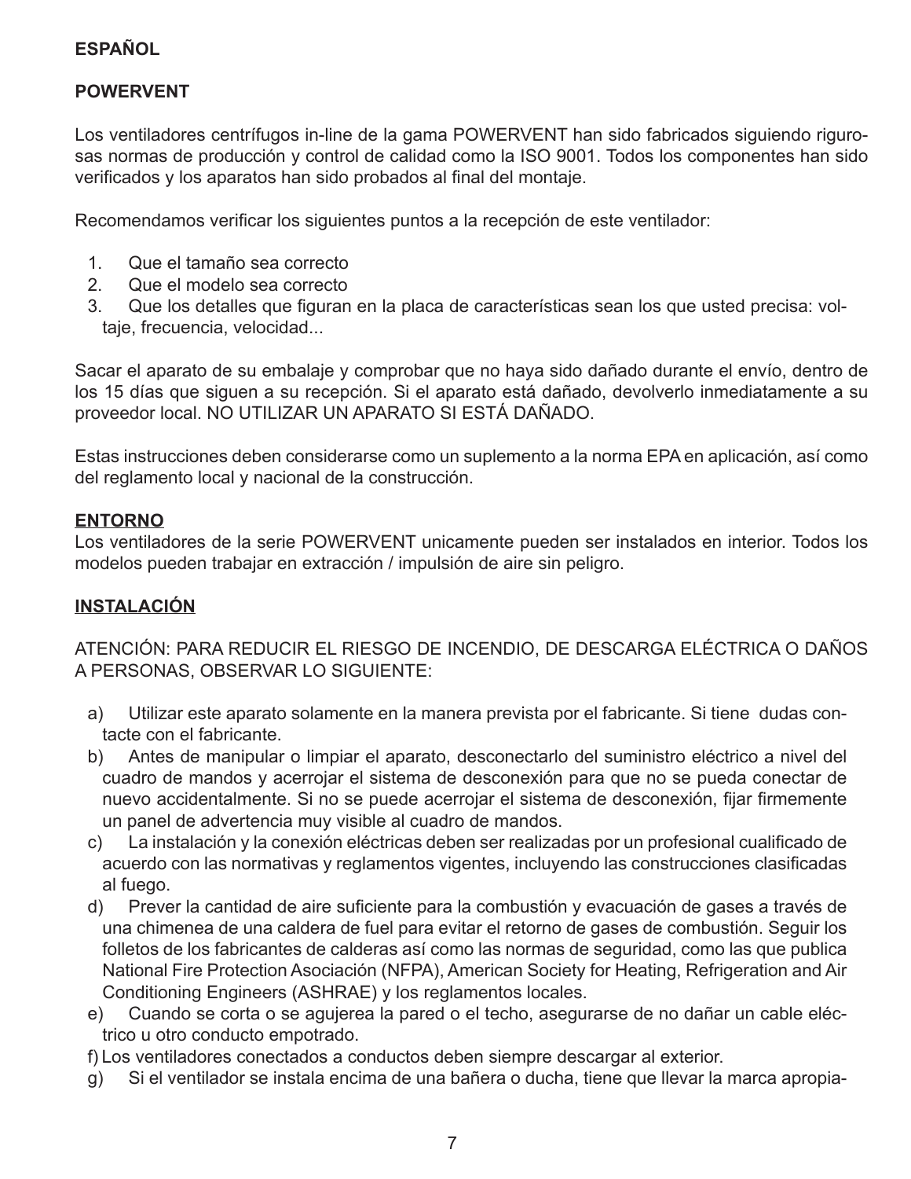**ESPAÑOL**

**POWERVENT**

Los ventiladores centrífugos in-line de la gama POWERVENT han sido fabricados siguiendo rigurosas normas de producción y control de calidad como la ISO 9001. Todos los componentes han sido verificados y los aparatos han sido probados al final del montaje.

Recomendamos verificar los siguientes puntos a la recepción de este ventilador:

1. Que el tamaño sea correcto
2. Que el modelo sea correcto
3. Que los detalles que figuran en la placa de características sean los que usted precisa: voltaje, frecuencia, velocidad...

Sacar el aparato de su embalaje y comprobar que no haya sido dañado durante el envío, dentro de los 15 días que siguen a su recepción. Si el aparato está dañado, devolverlo inmediatamente a su proveedor local. NO UTILIZAR UN APARATO SI ESTÁ DAÑADO.

Estas instrucciones deben considerarse como un suplemento a la norma EPA en aplicación, así como del reglamento local y nacional de la construcción.

**ENTORNO**

Los ventiladores de la serie POWERVENT unicamente pueden ser instalados en interior. Todos los modelos pueden trabajar en extracción / impulsión de aire sin peligro.

**INSTALACIÓN**

ATENCIÓN: PARA REDUCIR EL RIESGO DE INCENDIO, DE DESCARGA ELÉCTRICA O DAÑOS A PERSONAS, OBSERVAR LO SIGUIENTE:

a) Utilizar este aparato solamente en la manera prevista por el fabricante. Si tiene dudas contacte con el fabricante.
b) Antes de manipular o limpiar el aparato, desconectarlo del suministro eléctrico a nivel del cuadro de mandos y acerrojar el sistema de desconexión para que no se pueda conectar de nuevo accidentalmente. Si no se puede acerrojar el sistema de desconexión, fijar firmemente un panel de advertencia muy visible al cuadro de mandos.
c) La instalación y la conexión eléctricas deben ser realizadas por un profesional cualificado de acuerdo con las normativas y reglamentos vigentes, incluyendo las construcciones clasificadas al fuego.
d) Prever la cantidad de aire suficiente para la combustión y evacuación de gases a través de una chimenea de una caldera de fuel para evitar el retorno de gases de combustión. Seguir los folletos de los fabricantes de calderas así como las normas de seguridad, como las que publica National Fire Protection Asociación (NFPA), American Society for Heating, Refrigeration and Air Conditioning Engineers (ASHRAE) y los reglamentos locales.
e) Cuando se corta o se agujerea la pared o el techo, asegurarse de no dañar un cable eléctrico u otro conducto empotrado.
f) Los ventiladores conectados a conductos deben siempre descargar al exterior.
g) Si el ventilador se instala encima de una bañera o ducha, tiene que llevar la marca apropia-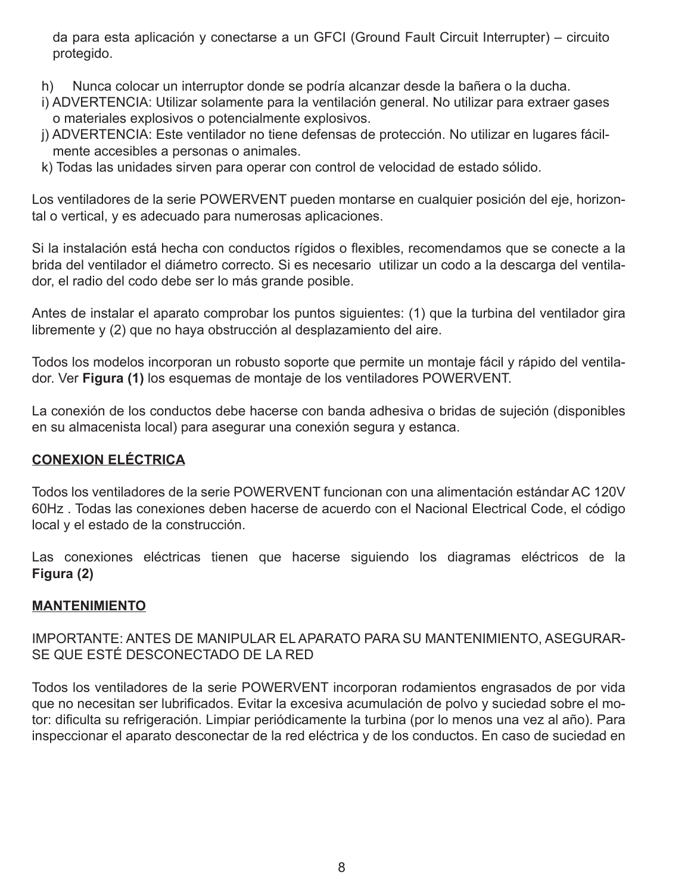da para esta aplicación y conectarse a un GFCI (Ground Fault Circuit Interrupter) – circuito protegido.

h) Nunca colocar un interruptor donde se podría alcanzar desde la bañera o la ducha.
i) ADVERTENCIA: Utilizar solamente para la ventilación general. No utilizar para extraer gases o materiales explosivos o potencialmente explosivos.
j) ADVERTENCIA: Este ventilador no tiene defensas de protección. No utilizar en lugares fácilmente accesibles a personas o animales.
k) Todas las unidades sirven para operar con control de velocidad de estado sólido.

Los ventiladores de la serie POWERVENT pueden montarse en cualquier posición del eje, horizontal o vertical, y es adecuado para numerosas aplicaciones.

Si la instalación está hecha con conductos rígidos o flexibles, recomendamos que se conecte a la brida del ventilador el diámetro correcto. Si es necesario utilizar un codo a la descarga del ventilador, el radio del codo debe ser lo más grande posible.

Antes de instalar el aparato comprobar los puntos siguientes: (1) que la turbina del ventilador gira libremente y (2) que no haya obstrucción al desplazamiento del aire.

Todos los modelos incorporan un robusto soporte que permite un montaje fácil y rápido del ventilador. Ver **Figura (1)** los esquemas de montaje de los ventiladores POWERVENT.

La conexión de los conductos debe hacerse con banda adhesiva o bridas de sujeción (disponibles en su almacenista local) para asegurar una conexión segura y estanca.

**CONEXION ELÉCTRICA**

Todos los ventiladores de la serie POWERVENT funcionan con una alimentación estándar AC 120V 60Hz . Todas las conexiones deben hacerse de acuerdo con el Nacional Electrical Code, el código local y el estado de la construcción.

Las conexiones eléctricas tienen que hacerse siguiendo los diagramas eléctricos de la **Figura (2)**

**MANTENIMIENTO**

IMPORTANTE: ANTES DE MANIPULAR EL APARATO PARA SU MANTENIMIENTO, ASEGURARSE QUE ESTÉ DESCONECTADO DE LA RED

Todos los ventiladores de la serie POWERVENT incorporan rodamientos engrasados de por vida que no necesitan ser lubrificados. Evitar la excesiva acumulación de polvo y suciedad sobre el motor: dificulta su refrigeración. Limpiar periódicamente la turbina (por lo menos una vez al año). Para inspeccionar el aparato desconectar de la red eléctrica y de los conductos. En caso de suciedad en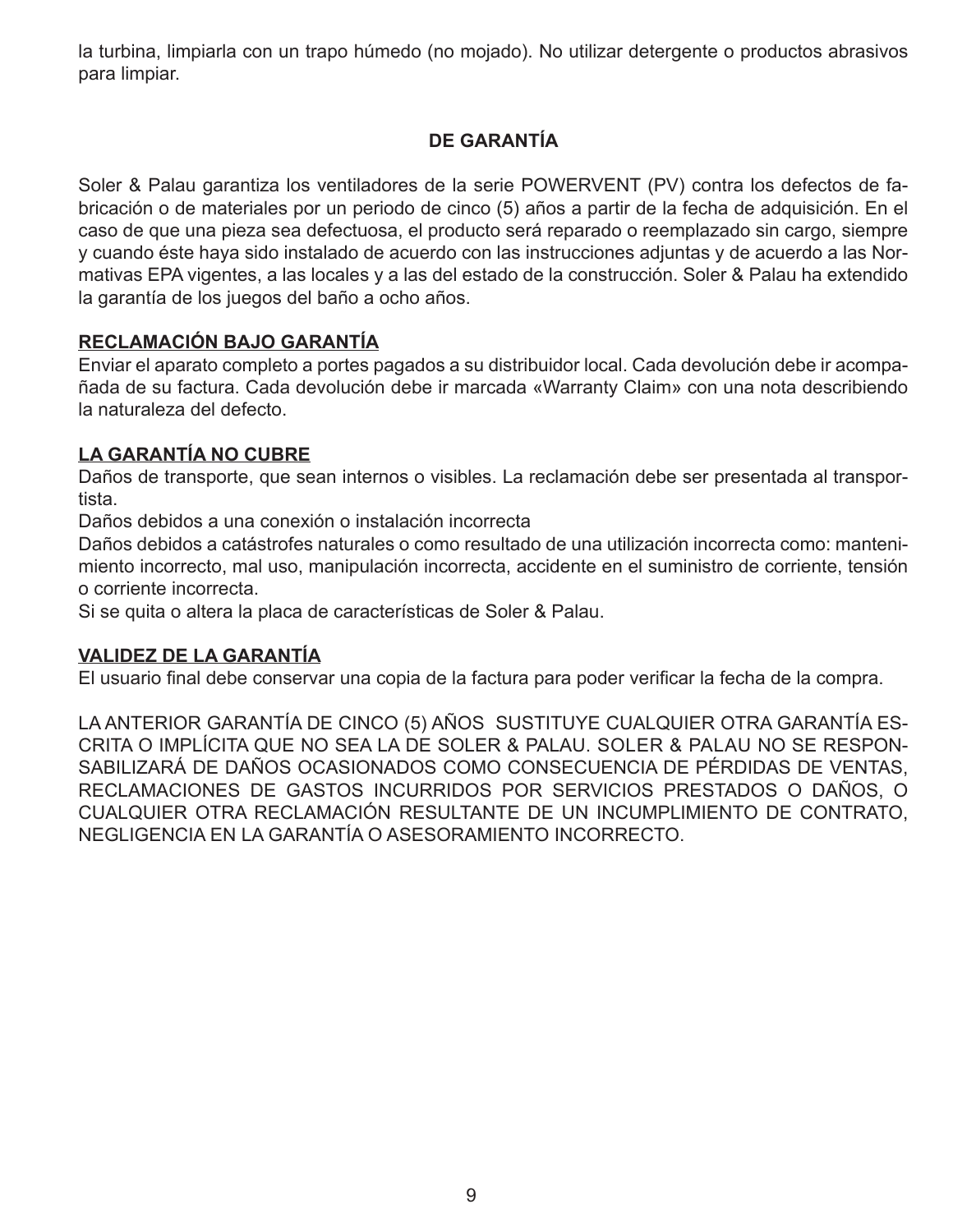la turbina, limpiarla con un trapo húmedo (no mojado). No utilizar detergente o productos abrasivos para limpiar.

**DE GARANTÍA**

Soler & Palau garantiza los ventiladores de la serie POWERVENT (PV) contra los defectos de fabricación o de materiales por un periodo de cinco (5) años a partir de la fecha de adquisición. En el caso de que una pieza sea defectuosa, el producto será reparado o reemplazado sin cargo, siempre y cuando éste haya sido instalado de acuerdo con las instrucciones adjuntas y de acuerdo a las Normativas EPA vigentes, a las locales y a las del estado de la construcción. Soler & Palau ha extendido la garantía de los juegos del baño a ocho años.

**RECLAMACIÓN BAJO GARANTÍA**

Enviar el aparato completo a portes pagados a su distribuidor local. Cada devolución debe ir acompañada de su factura. Cada devolución debe ir marcada «Warranty Claim» con una nota describiendo la naturaleza del defecto.

**LA GARANTÍA NO CUBRE**

Daños de transporte, que sean internos o visibles. La reclamación debe ser presentada al transportista.

Daños debidos a una conexión o instalación incorrecta

Daños debidos a catástrofes naturales o como resultado de una utilización incorrecta como: mantenimiento incorrecto, mal uso, manipulación incorrecta, accidente en el suministro de corriente, tensión o corriente incorrecta.

Si se quita o altera la placa de características de Soler & Palau.

**VALIDEZ DE LA GARANTÍA**

El usuario final debe conservar una copia de la factura para poder verificar la fecha de la compra.

LA ANTERIOR GARANTÍA DE CINCO (5) AÑOS SUSTITUYE CUALQUIER OTRA GARANTÍA ESCRITA O IMPLÍCITA QUE NO SEA LA DE SOLER & PALAU. SOLER & PALAU NO SE RESPONSABILIZARÁ DE DAÑOS OCASIONADOS COMO CONSECUENCIA DE PÉRDIDAS DE VENTAS, RECLAMACIONES DE GASTOS INCURRIDOS POR SERVICIOS PRESTADOS O DAÑOS, O CUALQUIER OTRA RECLAMACIÓN RESULTANTE DE UN INCUMPLIMIENTO DE CONTRATO, NEGLIGENCIA EN LA GARANTÍA O ASESORAMIENTO INCORRECTO.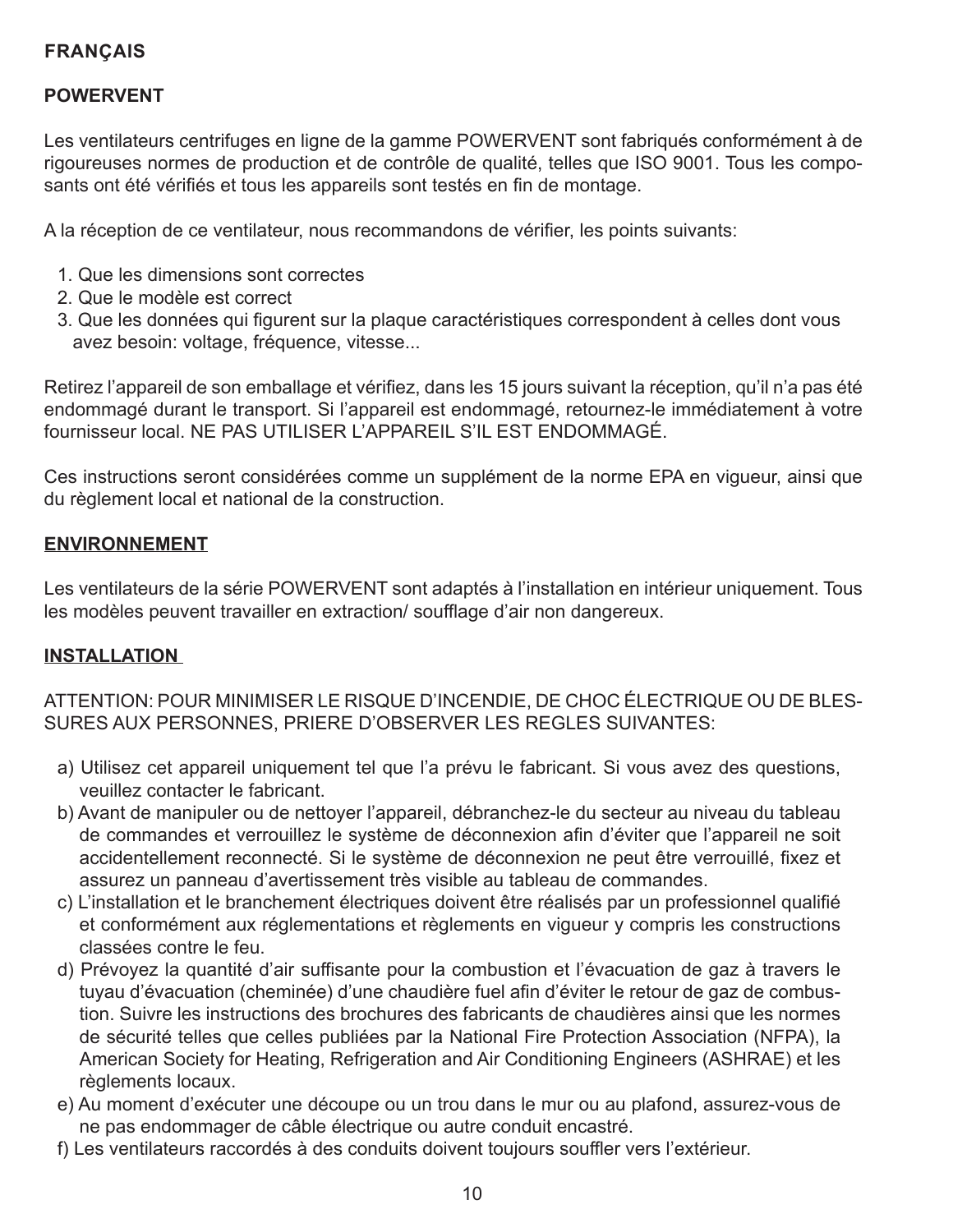**FRANÇAIS**

**POWERVENT**

Les ventilateurs centrifuges en ligne de la gamme POWERVENT sont fabriqués conformément à de rigoureuses normes de production et de contrôle de qualité, telles que ISO 9001. Tous les composants ont été vérifiés et tous les appareils sont testés en fin de montage.

A la réception de ce ventilateur, nous recommandons de vérifier, les points suivants:

1. Que les dimensions sont correctes
2. Que le modèle est correct
3. Que les données qui figurent sur la plaque caractéristiques correspondent à celles dont vous avez besoin: voltage, fréquence, vitesse...

Retirez l'appareil de son emballage et vérifiez, dans les 15 jours suivant la réception, qu'il n'a pas été endommagé durant le transport. Si l'appareil est endommagé, retournez-le immédiatement à votre fournisseur local. NE PAS UTILISER L'APPAREIL S'IL EST ENDOMMAGÉ.

Ces instructions seront considérées comme un supplément de la norme EPA en vigueur, ainsi que du règlement local et national de la construction.

**ENVIRONNEMENT**

Les ventilateurs de la série POWERVENT sont adaptés à l'installation en intérieur uniquement. Tous les modèles peuvent travailler en extraction/ soufflage d'air non dangereux.

**INSTALLATION**

ATTENTION: POUR MINIMISER LE RISQUE D'INCENDIE, DE CHOC ÉLECTRIQUE OU DE BLESSURES AUX PERSONNES, PRIERE D'OBSERVER LES REGLES SUIVANTES:

a) Utilisez cet appareil uniquement tel que l'a prévu le fabricant. Si vous avez des questions, veuillez contacter le fabricant.
b) Avant de manipuler ou de nettoyer l'appareil, débranchez-le du secteur au niveau du tableau de commandes et verrouillez le système de déconnexion afin d'éviter que l'appareil ne soit accidentellement reconnecté. Si le système de déconnexion ne peut être verrouillé, fixez et assurez un panneau d'avertissement très visible au tableau de commandes.
c) L'installation et le branchement électriques doivent être réalisés par un professionnel qualifié et conformément aux réglementations et règlements en vigueur y compris les constructions classées contre le feu.
d) Prévoyez la quantité d'air suffisante pour la combustion et l'évacuation de gaz à travers le tuyau d'évacuation (cheminée) d'une chaudière fuel afin d'éviter le retour de gaz de combustion. Suivre les instructions des brochures des fabricants de chaudières ainsi que les normes de sécurité telles que celles publiées par la National Fire Protection Association (NFPA), la American Society for Heating, Refrigeration and Air Conditioning Engineers (ASHRAE) et les règlements locaux.
e) Au moment d'exécuter une découpe ou un trou dans le mur ou au plafond, assurez-vous de ne pas endommager de câble électrique ou autre conduit encastré.
f) Les ventilateurs raccordés à des conduits doivent toujours souffler vers l'extérieur.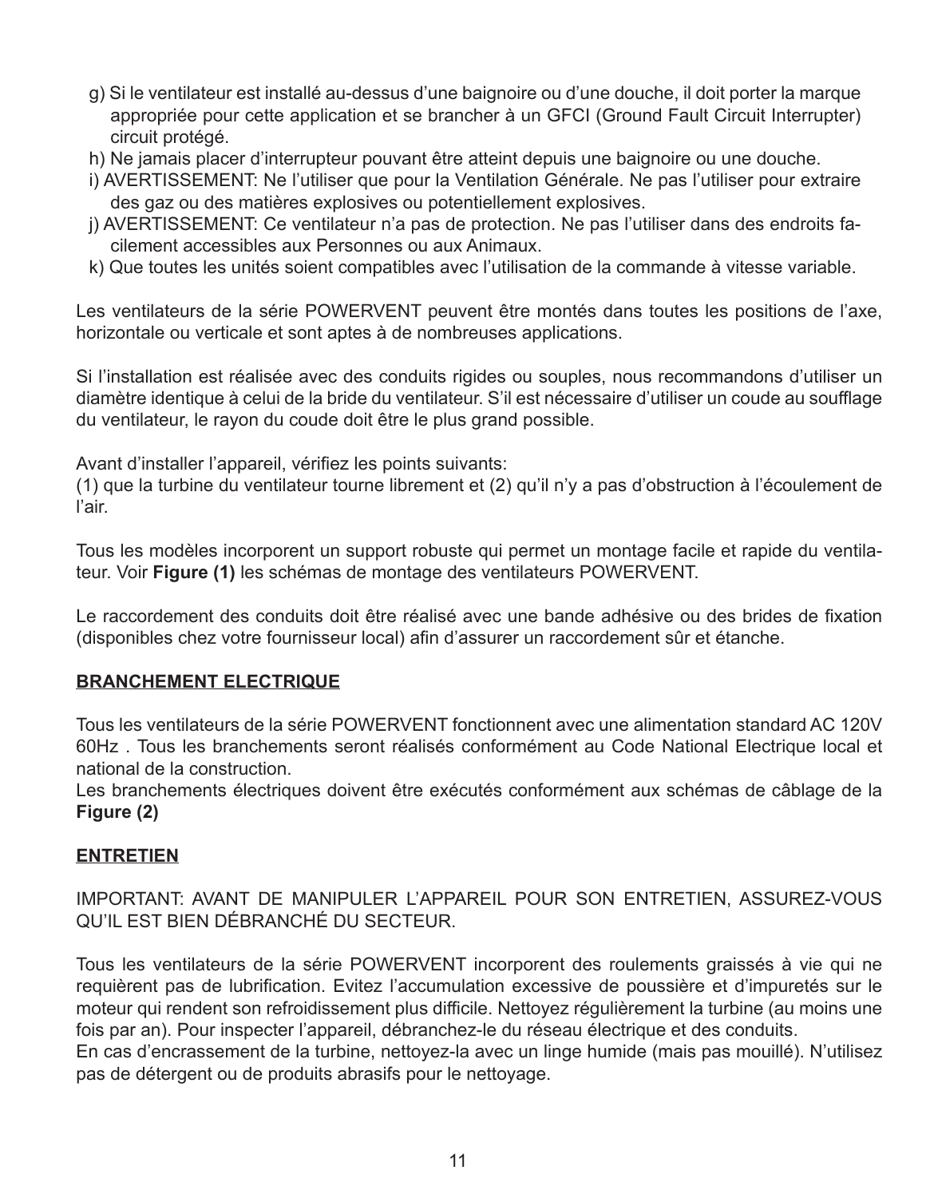g) Si le ventilateur est installé au-dessus d'une baignoire ou d'une douche, il doit porter la marque appropriée pour cette application et se brancher à un GFCI (Ground Fault Circuit Interrupter) circuit protégé.
h) Ne jamais placer d'interrupteur pouvant être atteint depuis une baignoire ou une douche.
i) AVERTISSEMENT: Ne l'utiliser que pour la Ventilation Générale. Ne pas l'utiliser pour extraire des gaz ou des matières explosives ou potentiellement explosives.
j) AVERTISSEMENT: Ce ventilateur n'a pas de protection. Ne pas l'utiliser dans des endroits facilement accessibles aux Personnes ou aux Animaux.
k) Que toutes les unités soient compatibles avec l'utilisation de la commande à vitesse variable.

Les ventilateurs de la série POWERVENT peuvent être montés dans toutes les positions de l'axe, horizontale ou verticale et sont aptes à de nombreuses applications.

Si l'installation est réalisée avec des conduits rigides ou souples, nous recommandons d'utiliser un diamètre identique à celui de la bride du ventilateur. S'il est nécessaire d'utiliser un coude au soufflage du ventilateur, le rayon du coude doit être le plus grand possible.

Avant d'installer l'appareil, vérifiez les points suivants:
(1) que la turbine du ventilateur tourne librement et (2) qu'il n'y a pas d'obstruction à l'écoulement de l'air.

Tous les modèles incorporent un support robuste qui permet un montage facile et rapide du ventilateur. Voir **Figure (1)** les schémas de montage des ventilateurs POWERVENT.

Le raccordement des conduits doit être réalisé avec une bande adhésive ou des brides de fixation (disponibles chez votre fournisseur local) afin d'assurer un raccordement sûr et étanche.

## BRANCHEMENT ELECTRIQUE

Tous les ventilateurs de la série POWERVENT fonctionnent avec une alimentation standard AC 120V 60Hz . Tous les branchements seront réalisés conformément au Code National Electrique local et national de la construction.
Les branchements électriques doivent être exécutés conformément aux schémas de câblage de la **Figure (2)**

## ENTRETIEN

IMPORTANT: AVANT DE MANIPULER L'APPAREIL POUR SON ENTRETIEN, ASSUREZ-VOUS QU'IL EST BIEN DÉBRANCHÉ DU SECTEUR.

Tous les ventilateurs de la série POWERVENT incorporent des roulements graissés à vie qui ne requièrent pas de lubrification. Evitez l'accumulation excessive de poussière et d'impuretés sur le moteur qui rendent son refroidissement plus difficile. Nettoyez régulièrement la turbine (au moins une fois par an). Pour inspecter l'appareil, débranchez-le du réseau électrique et des conduits.
En cas d'encrassement de la turbine, nettoyez-la avec un linge humide (mais pas mouillé). N'utilisez pas de détergent ou de produits abrasifs pour le nettoyage.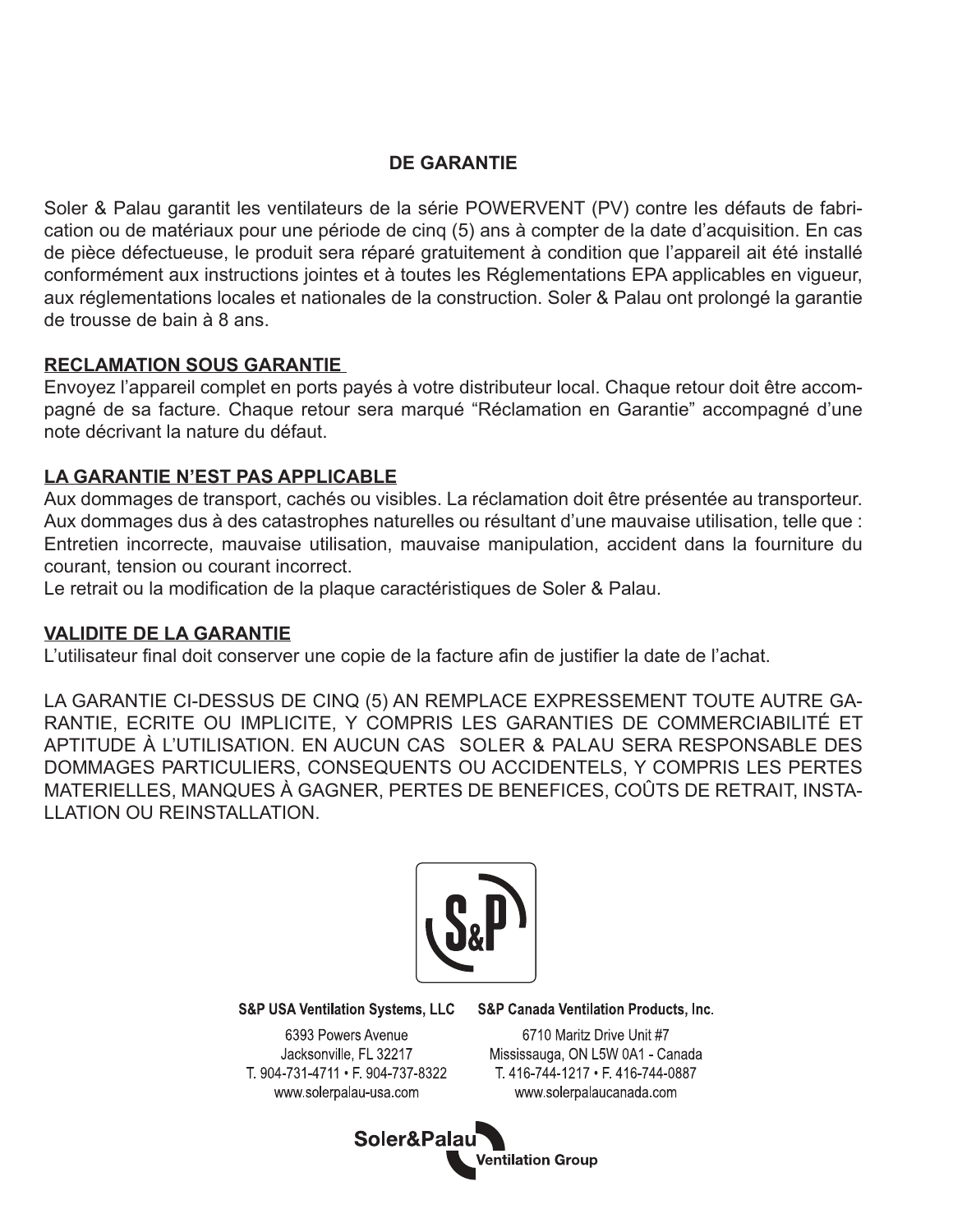## DE GARANTIE

Soler & Palau garantit les ventilateurs de la série POWERVENT (PV) contre les défauts de fabrication ou de matériaux pour une période de cinq (5) ans à compter de la date d'acquisition. En cas de pièce défectueuse, le produit sera réparé gratuitement à condition que l'appareil ait été installé conformément aux instructions jointes et à toutes les Réglementations EPA applicables en vigueur, aux réglementations locales et nationales de la construction. Soler & Palau ont prolongé la garantie de trousse de bain à 8 ans.

**RECLAMATION SOUS GARANTIE**

Envoyez l'appareil complet en ports payés à votre distributeur local. Chaque retour doit être accompagné de sa facture. Chaque retour sera marqué "Réclamation en Garantie" accompagné d'une note décrivant la nature du défaut.

**LA GARANTIE N'EST PAS APPLICABLE**

Aux dommages de transport, cachés ou visibles. La réclamation doit être présentée au transporteur.
Aux dommages dus à des catastrophes naturelles ou résultant d'une mauvaise utilisation, telle que : Entretien incorrecte, mauvaise utilisation, mauvaise manipulation, accident dans la fourniture du courant, tension ou courant incorrect.
Le retrait ou la modification de la plaque caractéristiques de Soler & Palau.

**VALIDITE DE LA GARANTIE**

L'utilisateur final doit conserver une copie de la facture afin de justifier la date de l'achat.

LA GARANTIE CI-DESSUS DE CINQ (5) AN REMPLACE EXPRESSEMENT TOUTE AUTRE GARANTIE, ECRITE OU IMPLICITE, Y COMPRIS LES GARANTIES DE COMMERCIABILITÉ ET APTITUDE À L'UTILISATION. EN AUCUN CAS SOLER & PALAU SERA RESPONSABLE DES DOMMAGES PARTICULIERS, CONSEQUENTS OU ACCIDENTELS, Y COMPRIS LES PERTES MATERIELLES, MANQUES À GAGNER, PERTES DE BENEFICES, COÛTS DE RETRAIT, INSTALLATION OU REINSTALLATION.

**S&P USA Ventilation Systems, LLC**
6393 Powers Avenue
Jacksonville, FL 32217
T. 904-731-4711 • F. 904-737-8322
www.solerpalau-usa.com

**S&P Canada Ventilation Products, Inc.**
6710 Maritz Drive Unit #7
Mississauga, ON L5W 0A1 - Canada
T. 416-744-1217 • F. 416-744-0887
www.solerpalaucanada.com

Soler&Palau Ventilation Group